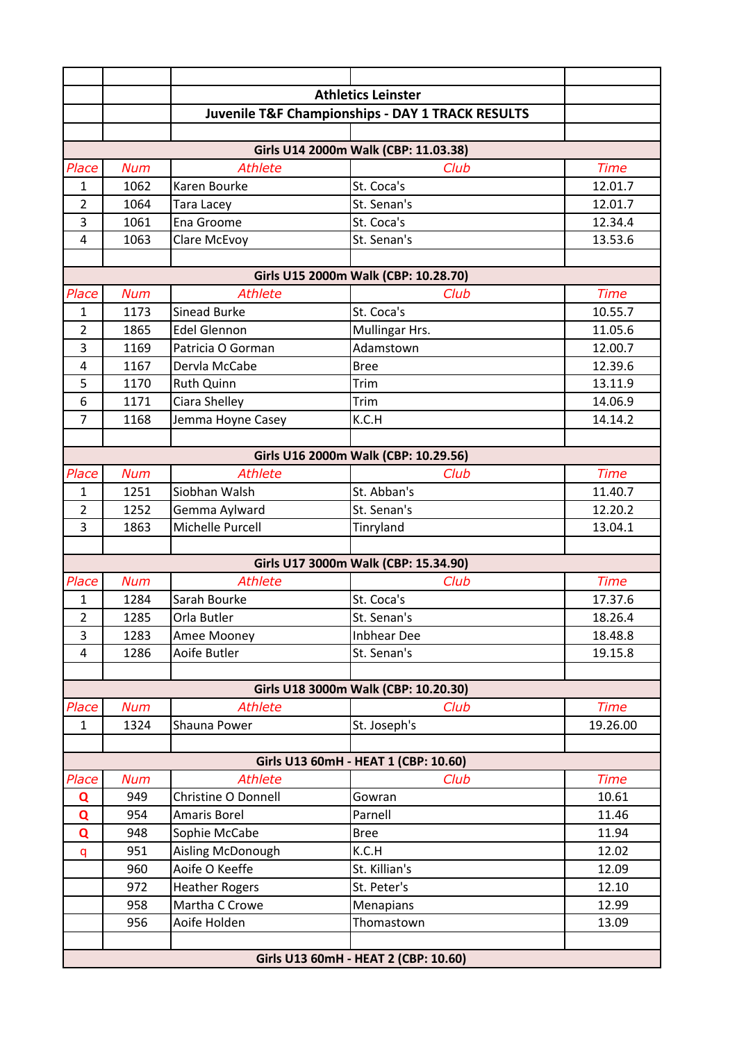## Athletics Leinster

### Juvenile T&F Championships - DAY 1 TRACK RESULTS

**Girls U14 2000m Walk (CBP: 11.03.38)**

| Place | Num | Athlete | Club | Time |
|---|---|---|---|---|
| 1 | 1062 | Karen Bourke | St. Coca's | 12.01.7 |
| 2 | 1064 | Tara Lacey | St. Senan's | 12.01.7 |
| 3 | 1061 | Ena Groome | St. Coca's | 12.34.4 |
| 4 | 1063 | Clare McEvoy | St. Senan's | 13.53.6 |

**Girls U15 2000m Walk (CBP: 10.28.70)**

| Place | Num | Athlete | Club | Time |
|---|---|---|---|---|
| 1 | 1173 | Sinead Burke | St. Coca's | 10.55.7 |
| 2 | 1865 | Edel Glennon | Mullingar Hrs. | 11.05.6 |
| 3 | 1169 | Patricia O Gorman | Adamstown | 12.00.7 |
| 4 | 1167 | Dervla McCabe | Bree | 12.39.6 |
| 5 | 1170 | Ruth Quinn | Trim | 13.11.9 |
| 6 | 1171 | Ciara Shelley | Trim | 14.06.9 |
| 7 | 1168 | Jemma Hoyne Casey | K.C.H | 14.14.2 |

**Girls U16 2000m Walk (CBP: 10.29.56)**

| Place | Num | Athlete | Club | Time |
|---|---|---|---|---|
| 1 | 1251 | Siobhan Walsh | St. Abban's | 11.40.7 |
| 2 | 1252 | Gemma Aylward | St. Senan's | 12.20.2 |
| 3 | 1863 | Michelle Purcell | Tinryland | 13.04.1 |

**Girls U17 3000m Walk (CBP: 15.34.90)**

| Place | Num | Athlete | Club | Time |
|---|---|---|---|---|
| 1 | 1284 | Sarah Bourke | St. Coca's | 17.37.6 |
| 2 | 1285 | Orla Butler | St. Senan's | 18.26.4 |
| 3 | 1283 | Amee Mooney | Inbhear Dee | 18.48.8 |
| 4 | 1286 | Aoife Butler | St. Senan's | 19.15.8 |

**Girls U18 3000m Walk (CBP: 10.20.30)**

| Place | Num | Athlete | Club | Time |
|---|---|---|---|---|
| 1 | 1324 | Shauna Power | St. Joseph's | 19.26.00 |

**Girls U13 60mH - HEAT 1 (CBP: 10.60)**

| Place | Num | Athlete | Club | Time |
|---|---|---|---|---|
| Q | 949 | Christine O Donnell | Gowran | 10.61 |
| Q | 954 | Amaris Borel | Parnell | 11.46 |
| Q | 948 | Sophie McCabe | Bree | 11.94 |
| q | 951 | Aisling McDonough | K.C.H | 12.02 |
| | 960 | Aoife O Keeffe | St. Killian's | 12.09 |
| | 972 | Heather Rogers | St. Peter's | 12.10 |
| | 958 | Martha C Crowe | Menapians | 12.99 |
| | 956 | Aoife Holden | Thomastown | 13.09 |

**Girls U13 60mH - HEAT 2 (CBP: 10.60)**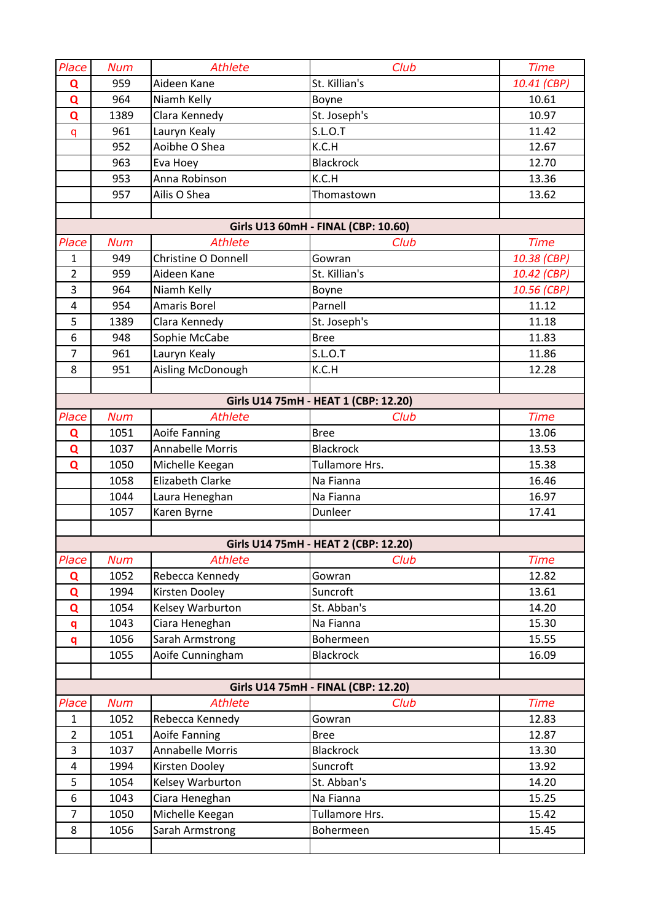| Place | Num | Athlete | Club | Time |
|---|---|---|---|---|
| Q | 959 | Aideen Kane | St. Killian's | *10.41 (CBP)* |
| Q | 964 | Niamh Kelly | Boyne | 10.61 |
| Q | 1389 | Clara Kennedy | St. Joseph's | 10.97 |
| q | 961 | Lauryn Kealy | S.L.O.T | 11.42 |
| | 952 | Aoibhe O Shea | K.C.H | 12.67 |
| | 963 | Eva Hoey | Blackrock | 12.70 |
| | 953 | Anna Robinson | K.C.H | 13.36 |
| | 957 | Ailis O Shea | Thomastown | 13.62 |

**Girls U13 60mH - FINAL (CBP: 10.60)**

| Place | Num | Athlete | Club | Time |
|---|---|---|---|---|
| 1 | 949 | Christine O Donnell | Gowran | *10.38 (CBP)* |
| 2 | 959 | Aideen Kane | St. Killian's | *10.42 (CBP)* |
| 3 | 964 | Niamh Kelly | Boyne | *10.56 (CBP)* |
| 4 | 954 | Amaris Borel | Parnell | 11.12 |
| 5 | 1389 | Clara Kennedy | St. Joseph's | 11.18 |
| 6 | 948 | Sophie McCabe | Bree | 11.83 |
| 7 | 961 | Lauryn Kealy | S.L.O.T | 11.86 |
| 8 | 951 | Aisling McDonough | K.C.H | 12.28 |

**Girls U14 75mH - HEAT 1 (CBP: 12.20)**

| Place | Num | Athlete | Club | Time |
|---|---|---|---|---|
| Q | 1051 | Aoife Fanning | Bree | 13.06 |
| Q | 1037 | Annabelle Morris | Blackrock | 13.53 |
| Q | 1050 | Michelle Keegan | Tullamore Hrs. | 15.38 |
| | 1058 | Elizabeth Clarke | Na Fianna | 16.46 |
| | 1044 | Laura Heneghan | Na Fianna | 16.97 |
| | 1057 | Karen Byrne | Dunleer | 17.41 |

**Girls U14 75mH - HEAT 2 (CBP: 12.20)**

| Place | Num | Athlete | Club | Time |
|---|---|---|---|---|
| Q | 1052 | Rebecca Kennedy | Gowran | 12.82 |
| Q | 1994 | Kirsten Dooley | Suncroft | 13.61 |
| Q | 1054 | Kelsey Warburton | St. Abban's | 14.20 |
| q | 1043 | Ciara Heneghan | Na Fianna | 15.30 |
| q | 1056 | Sarah Armstrong | Bohermeen | 15.55 |
| | 1055 | Aoife Cunningham | Blackrock | 16.09 |

**Girls U14 75mH - FINAL (CBP: 12.20)**

| Place | Num | Athlete | Club | Time |
|---|---|---|---|---|
| 1 | 1052 | Rebecca Kennedy | Gowran | 12.83 |
| 2 | 1051 | Aoife Fanning | Bree | 12.87 |
| 3 | 1037 | Annabelle Morris | Blackrock | 13.30 |
| 4 | 1994 | Kirsten Dooley | Suncroft | 13.92 |
| 5 | 1054 | Kelsey Warburton | St. Abban's | 14.20 |
| 6 | 1043 | Ciara Heneghan | Na Fianna | 15.25 |
| 7 | 1050 | Michelle Keegan | Tullamore Hrs. | 15.42 |
| 8 | 1056 | Sarah Armstrong | Bohermeen | 15.45 |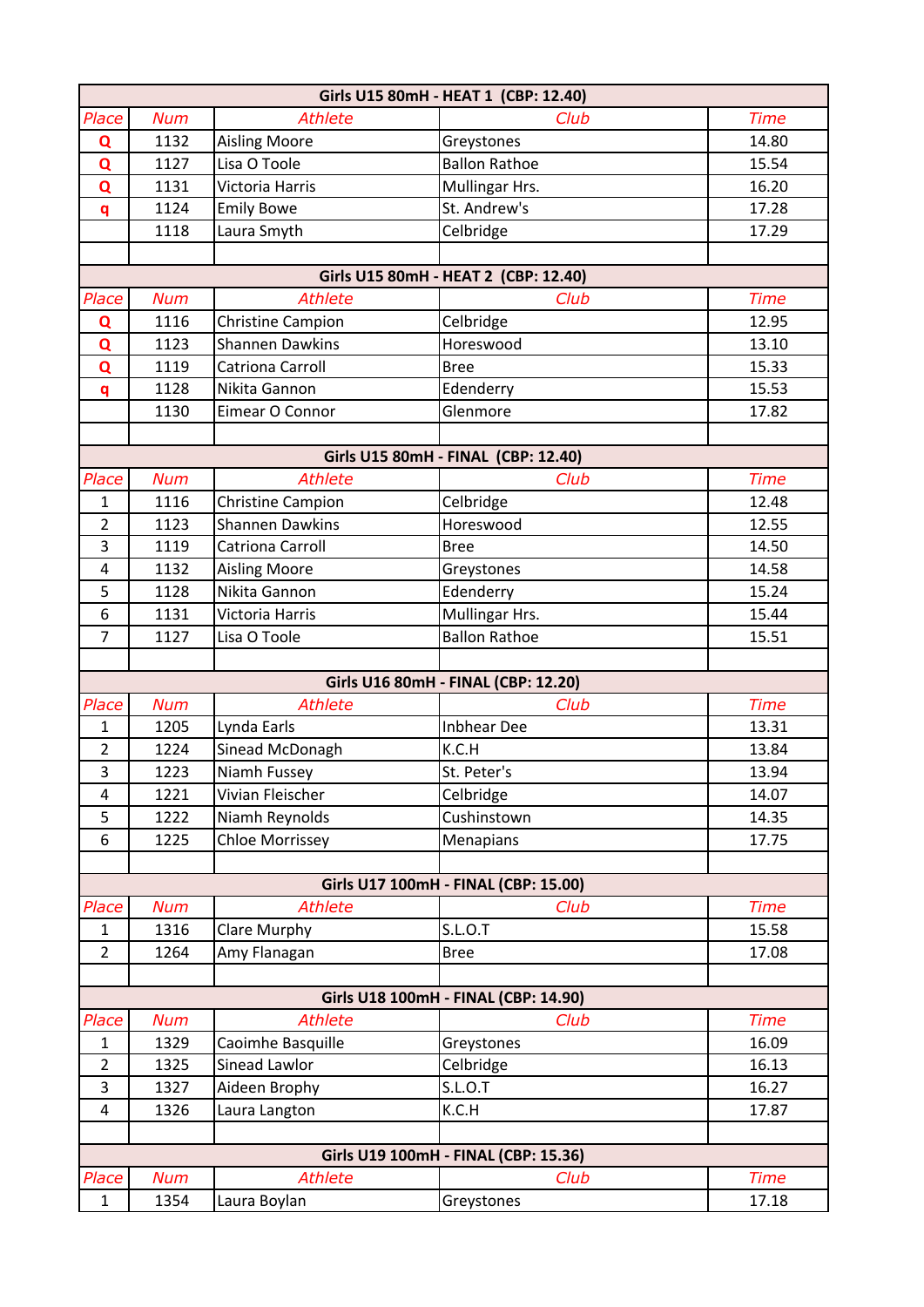## Girls U15 80mH - HEAT 1 (CBP: 12.40)

| Place | Num | Athlete | Club | Time |
|---|---|---|---|---|
| Q | 1132 | Aisling Moore | Greystones | 14.80 |
| Q | 1127 | Lisa O Toole | Ballon Rathoe | 15.54 |
| Q | 1131 | Victoria Harris | Mullingar Hrs. | 16.20 |
| q | 1124 | Emily Bowe | St. Andrew's | 17.28 |
| | 1118 | Laura Smyth | Celbridge | 17.29 |

## Girls U15 80mH - HEAT 2 (CBP: 12.40)

| Place | Num | Athlete | Club | Time |
|---|---|---|---|---|
| Q | 1116 | Christine Campion | Celbridge | 12.95 |
| Q | 1123 | Shannen Dawkins | Horeswood | 13.10 |
| Q | 1119 | Catriona Carroll | Bree | 15.33 |
| q | 1128 | Nikita Gannon | Edenderry | 15.53 |
| | 1130 | Eimear O Connor | Glenmore | 17.82 |

## Girls U15 80mH - FINAL (CBP: 12.40)

| Place | Num | Athlete | Club | Time |
|---|---|---|---|---|
| 1 | 1116 | Christine Campion | Celbridge | 12.48 |
| 2 | 1123 | Shannen Dawkins | Horeswood | 12.55 |
| 3 | 1119 | Catriona Carroll | Bree | 14.50 |
| 4 | 1132 | Aisling Moore | Greystones | 14.58 |
| 5 | 1128 | Nikita Gannon | Edenderry | 15.24 |
| 6 | 1131 | Victoria Harris | Mullingar Hrs. | 15.44 |
| 7 | 1127 | Lisa O Toole | Ballon Rathoe | 15.51 |

## Girls U16 80mH - FINAL (CBP: 12.20)

| Place | Num | Athlete | Club | Time |
|---|---|---|---|---|
| 1 | 1205 | Lynda Earls | Inbhear Dee | 13.31 |
| 2 | 1224 | Sinead McDonagh | K.C.H | 13.84 |
| 3 | 1223 | Niamh Fussey | St. Peter's | 13.94 |
| 4 | 1221 | Vivian Fleischer | Celbridge | 14.07 |
| 5 | 1222 | Niamh Reynolds | Cushinstown | 14.35 |
| 6 | 1225 | Chloe Morrissey | Menapians | 17.75 |

## Girls U17 100mH - FINAL (CBP: 15.00)

| Place | Num | Athlete | Club | Time |
|---|---|---|---|---|
| 1 | 1316 | Clare Murphy | S.L.O.T | 15.58 |
| 2 | 1264 | Amy Flanagan | Bree | 17.08 |

## Girls U18 100mH - FINAL (CBP: 14.90)

| Place | Num | Athlete | Club | Time |
|---|---|---|---|---|
| 1 | 1329 | Caoimhe Basquille | Greystones | 16.09 |
| 2 | 1325 | Sinead Lawlor | Celbridge | 16.13 |
| 3 | 1327 | Aideen Brophy | S.L.O.T | 16.27 |
| 4 | 1326 | Laura Langton | K.C.H | 17.87 |

## Girls U19 100mH - FINAL (CBP: 15.36)

| Place | Num | Athlete | Club | Time |
|---|---|---|---|---|
| 1 | 1354 | Laura Boylan | Greystones | 17.18 |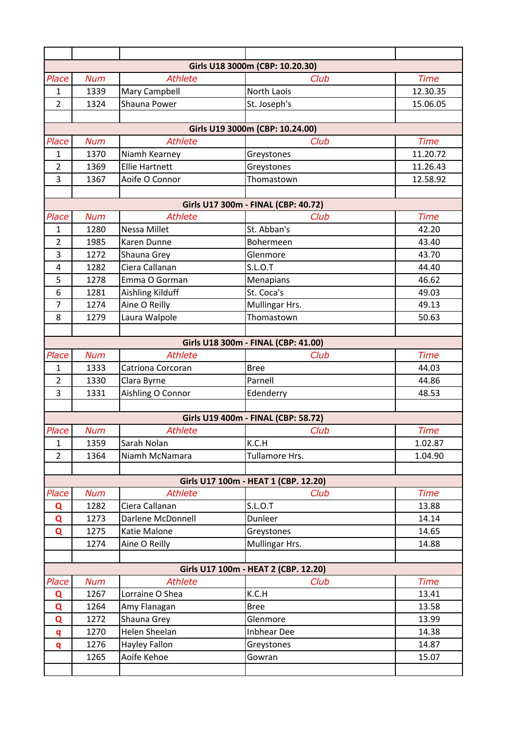## Girls U18 3000m (CBP: 10.20.30)

| Place | Num | Athlete | Club | Time |
|---|---|---|---|---|
| 1 | 1339 | Mary Campbell | North Laois | 12.30.35 |
| 2 | 1324 | Shauna Power | St. Joseph's | 15.06.05 |

## Girls U19 3000m (CBP: 10.24.00)

| Place | Num | Athlete | Club | Time |
|---|---|---|---|---|
| 1 | 1370 | Niamh Kearney | Greystones | 11.20.72 |
| 2 | 1369 | Ellie Hartnett | Greystones | 11.26.43 |
| 3 | 1367 | Aoife O Connor | Thomastown | 12.58.92 |

## Girls U17 300m - FINAL (CBP: 40.72)

| Place | Num | Athlete | Club | Time |
|---|---|---|---|---|
| 1 | 1280 | Nessa Millet | St. Abban's | 42.20 |
| 2 | 1985 | Karen Dunne | Bohermeen | 43.40 |
| 3 | 1272 | Shauna Grey | Glenmore | 43.70 |
| 4 | 1282 | Ciera Callanan | S.L.O.T | 44.40 |
| 5 | 1278 | Emma O Gorman | Menapians | 46.62 |
| 6 | 1281 | Aishling Kilduff | St. Coca's | 49.03 |
| 7 | 1274 | Aine O Reilly | Mullingar Hrs. | 49.13 |
| 8 | 1279 | Laura Walpole | Thomastown | 50.63 |

## Girls U18 300m - FINAL (CBP: 41.00)

| Place | Num | Athlete | Club | Time |
|---|---|---|---|---|
| 1 | 1333 | Catriona Corcoran | Bree | 44.03 |
| 2 | 1330 | Clara Byrne | Parnell | 44.86 |
| 3 | 1331 | Aishling O Connor | Edenderry | 48.53 |

## Girls U19 400m - FINAL (CBP: 58.72)

| Place | Num | Athlete | Club | Time |
|---|---|---|---|---|
| 1 | 1359 | Sarah Nolan | K.C.H | 1.02.87 |
| 2 | 1364 | Niamh McNamara | Tullamore Hrs. | 1.04.90 |

## Girls U17 100m - HEAT 1 (CBP. 12.20)

| Place | Num | Athlete | Club | Time |
|---|---|---|---|---|
| Q | 1282 | Ciera Callanan | S.L.O.T | 13.88 |
| Q | 1273 | Darlene McDonnell | Dunleer | 14.14 |
| Q | 1275 | Katie Malone | Greystones | 14.65 |
|  | 1274 | Aine O Reilly | Mullingar Hrs. | 14.88 |

## Girls U17 100m - HEAT 2 (CBP. 12.20)

| Place | Num | Athlete | Club | Time |
|---|---|---|---|---|
| Q | 1267 | Lorraine O Shea | K.C.H | 13.41 |
| Q | 1264 | Amy Flanagan | Bree | 13.58 |
| Q | 1272 | Shauna Grey | Glenmore | 13.99 |
| q | 1270 | Helen Sheelan | Inbhear Dee | 14.38 |
| q | 1276 | Hayley Fallon | Greystones | 14.87 |
|  | 1265 | Aoife Kehoe | Gowran | 15.07 |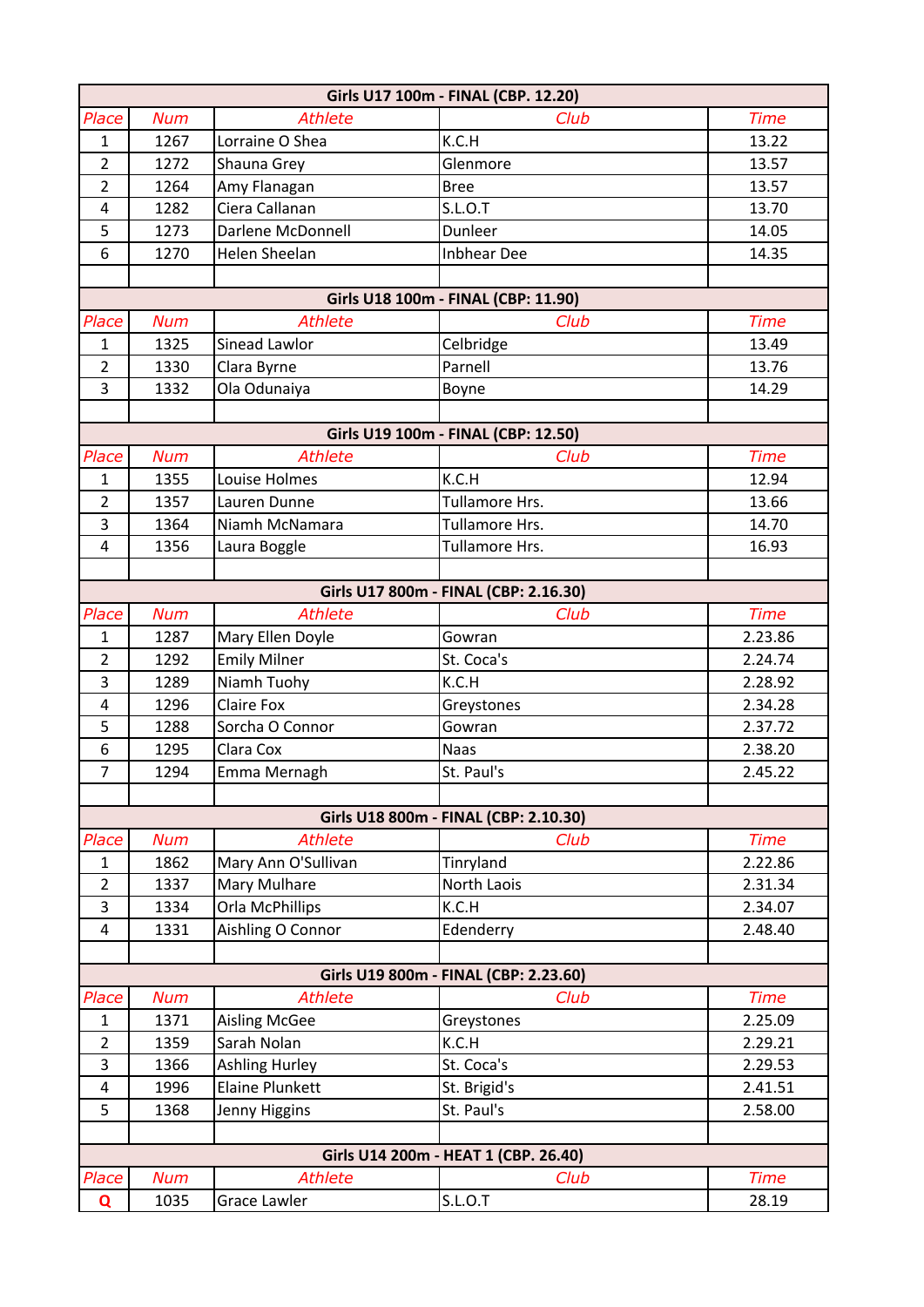| Girls U17 100m - FINAL (CBP. 12.20) | | | | |
|---|---|---|---|---|
| *Place* | *Num* | *Athlete* | *Club* | *Time* |
| 1 | 1267 | Lorraine O Shea | K.C.H | 13.22 |
| 2 | 1272 | Shauna Grey | Glenmore | 13.57 |
| 2 | 1264 | Amy Flanagan | Bree | 13.57 |
| 4 | 1282 | Ciera Callanan | S.L.O.T | 13.70 |
| 5 | 1273 | Darlene McDonnell | Dunleer | 14.05 |
| 6 | 1270 | Helen Sheelan | Inbhear Dee | 14.35 |

| Girls U18 100m - FINAL (CBP: 11.90) | | | | |
|---|---|---|---|---|
| *Place* | *Num* | *Athlete* | *Club* | *Time* |
| 1 | 1325 | Sinead Lawlor | Celbridge | 13.49 |
| 2 | 1330 | Clara Byrne | Parnell | 13.76 |
| 3 | 1332 | Ola Odunaiya | Boyne | 14.29 |

| Girls U19 100m - FINAL (CBP: 12.50) | | | | |
|---|---|---|---|---|
| *Place* | *Num* | *Athlete* | *Club* | *Time* |
| 1 | 1355 | Louise Holmes | K.C.H | 12.94 |
| 2 | 1357 | Lauren Dunne | Tullamore Hrs. | 13.66 |
| 3 | 1364 | Niamh McNamara | Tullamore Hrs. | 14.70 |
| 4 | 1356 | Laura Boggle | Tullamore Hrs. | 16.93 |

| Girls U17 800m - FINAL (CBP: 2.16.30) | | | | |
|---|---|---|---|---|
| *Place* | *Num* | *Athlete* | *Club* | *Time* |
| 1 | 1287 | Mary Ellen Doyle | Gowran | 2.23.86 |
| 2 | 1292 | Emily Milner | St. Coca's | 2.24.74 |
| 3 | 1289 | Niamh Tuohy | K.C.H | 2.28.92 |
| 4 | 1296 | Claire Fox | Greystones | 2.34.28 |
| 5 | 1288 | Sorcha O Connor | Gowran | 2.37.72 |
| 6 | 1295 | Clara Cox | Naas | 2.38.20 |
| 7 | 1294 | Emma Mernagh | St. Paul's | 2.45.22 |

| Girls U18 800m - FINAL (CBP: 2.10.30) | | | | |
|---|---|---|---|---|
| *Place* | *Num* | *Athlete* | *Club* | *Time* |
| 1 | 1862 | Mary Ann O'Sullivan | Tinryland | 2.22.86 |
| 2 | 1337 | Mary Mulhare | North Laois | 2.31.34 |
| 3 | 1334 | Orla McPhillips | K.C.H | 2.34.07 |
| 4 | 1331 | Aishling O Connor | Edenderry | 2.48.40 |

| Girls U19 800m - FINAL (CBP: 2.23.60) | | | | |
|---|---|---|---|---|
| *Place* | *Num* | *Athlete* | *Club* | *Time* |
| 1 | 1371 | Aisling McGee | Greystones | 2.25.09 |
| 2 | 1359 | Sarah Nolan | K.C.H | 2.29.21 |
| 3 | 1366 | Ashling Hurley | St. Coca's | 2.29.53 |
| 4 | 1996 | Elaine Plunkett | St. Brigid's | 2.41.51 |
| 5 | 1368 | Jenny Higgins | St. Paul's | 2.58.00 |

| Girls U14 200m - HEAT 1 (CBP. 26.40) | | | | |
|---|---|---|---|---|
| *Place* | *Num* | *Athlete* | *Club* | *Time* |
| Q | 1035 | Grace Lawler | S.L.O.T | 28.19 |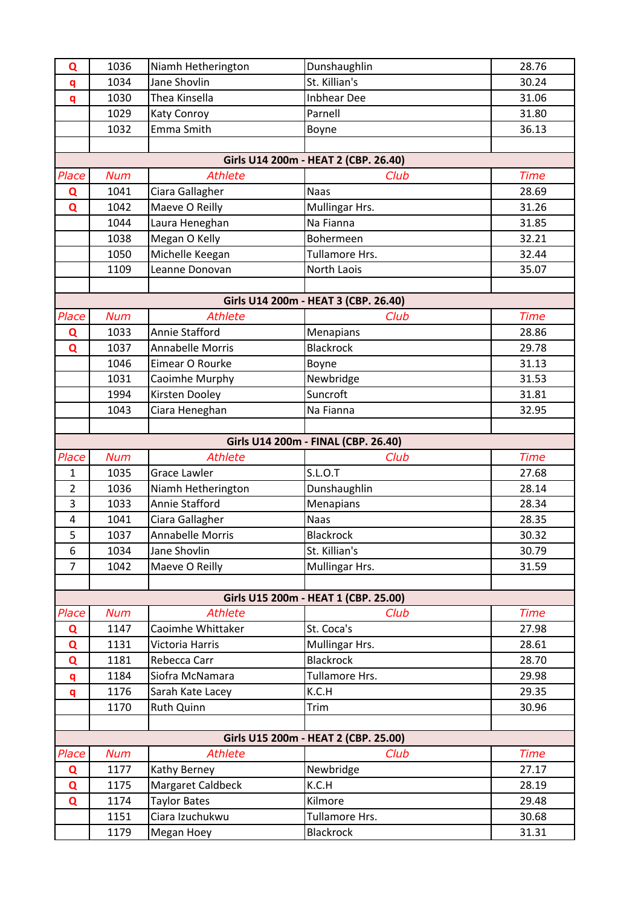| Place | Num | Athlete | Club | Time |
|---|---|---|---|---|
| Q | 1036 | Niamh Hetherington | Dunshaughlin | 28.76 |
| q | 1034 | Jane Shovlin | St. Killian's | 30.24 |
| q | 1030 | Thea Kinsella | Inbhear Dee | 31.06 |
| | 1029 | Katy Conroy | Parnell | 31.80 |
| | 1032 | Emma Smith | Boyne | 36.13 |

### Girls U14 200m - HEAT 2 (CBP. 26.40)

| Place | Num | Athlete | Club | Time |
|---|---|---|---|---|
| Q | 1041 | Ciara Gallagher | Naas | 28.69 |
| Q | 1042 | Maeve O Reilly | Mullingar Hrs. | 31.26 |
| | 1044 | Laura Heneghan | Na Fianna | 31.85 |
| | 1038 | Megan O Kelly | Bohermeen | 32.21 |
| | 1050 | Michelle Keegan | Tullamore Hrs. | 32.44 |
| | 1109 | Leanne Donovan | North Laois | 35.07 |

### Girls U14 200m - HEAT 3 (CBP. 26.40)

| Place | Num | Athlete | Club | Time |
|---|---|---|---|---|
| Q | 1033 | Annie Stafford | Menapians | 28.86 |
| Q | 1037 | Annabelle Morris | Blackrock | 29.78 |
| | 1046 | Eimear O Rourke | Boyne | 31.13 |
| | 1031 | Caoimhe Murphy | Newbridge | 31.53 |
| | 1994 | Kirsten Dooley | Suncroft | 31.81 |
| | 1043 | Ciara Heneghan | Na Fianna | 32.95 |

### Girls U14 200m - FINAL (CBP. 26.40)

| Place | Num | Athlete | Club | Time |
|---|---|---|---|---|
| 1 | 1035 | Grace Lawler | S.L.O.T | 27.68 |
| 2 | 1036 | Niamh Hetherington | Dunshaughlin | 28.14 |
| 3 | 1033 | Annie Stafford | Menapians | 28.34 |
| 4 | 1041 | Ciara Gallagher | Naas | 28.35 |
| 5 | 1037 | Annabelle Morris | Blackrock | 30.32 |
| 6 | 1034 | Jane Shovlin | St. Killian's | 30.79 |
| 7 | 1042 | Maeve O Reilly | Mullingar Hrs. | 31.59 |

### Girls U15 200m - HEAT 1 (CBP. 25.00)

| Place | Num | Athlete | Club | Time |
|---|---|---|---|---|
| Q | 1147 | Caoimhe Whittaker | St. Coca's | 27.98 |
| Q | 1131 | Victoria Harris | Mullingar Hrs. | 28.61 |
| Q | 1181 | Rebecca Carr | Blackrock | 28.70 |
| q | 1184 | Siofra McNamara | Tullamore Hrs. | 29.98 |
| q | 1176 | Sarah Kate Lacey | K.C.H | 29.35 |
| | 1170 | Ruth Quinn | Trim | 30.96 |

### Girls U15 200m - HEAT 2 (CBP. 25.00)

| Place | Num | Athlete | Club | Time |
|---|---|---|---|---|
| Q | 1177 | Kathy Berney | Newbridge | 27.17 |
| Q | 1175 | Margaret Caldbeck | K.C.H | 28.19 |
| Q | 1174 | Taylor Bates | Kilmore | 29.48 |
| | 1151 | Ciara Izuchukwu | Tullamore Hrs. | 30.68 |
| | 1179 | Megan Hoey | Blackrock | 31.31 |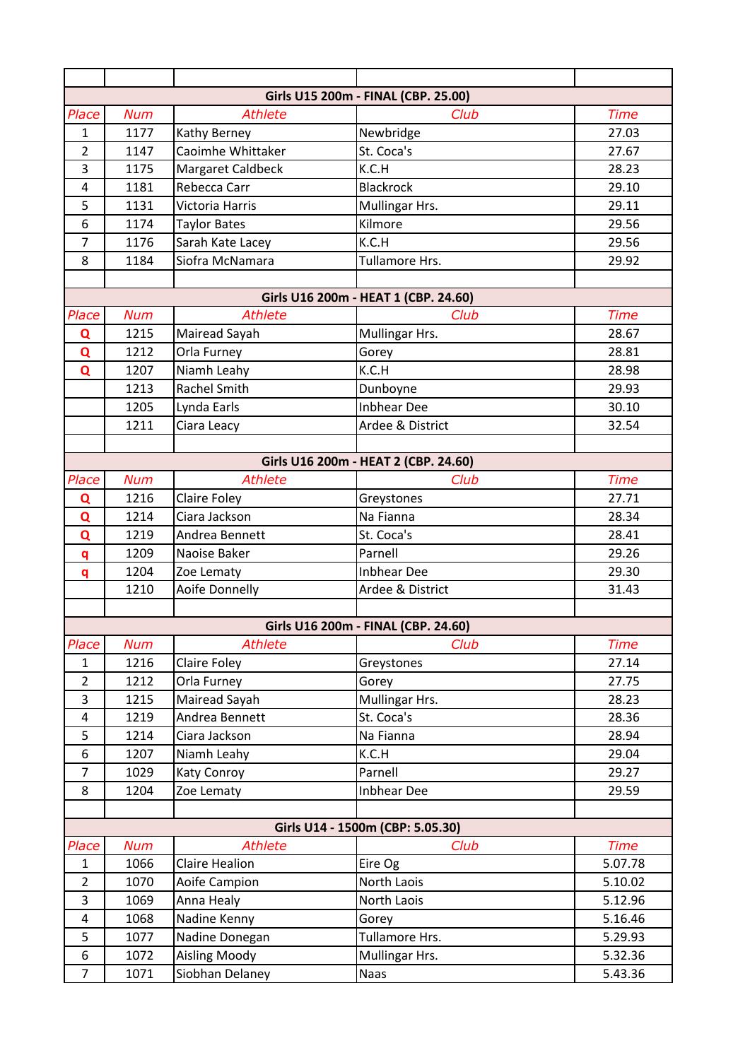| | | | | |
|---|---|---|---|---|
| **Girls U15 200m - FINAL (CBP. 25.00)** | | | | |
| Place | Num | Athlete | Club | Time |
| 1 | 1177 | Kathy Berney | Newbridge | 27.03 |
| 2 | 1147 | Caoimhe Whittaker | St. Coca's | 27.67 |
| 3 | 1175 | Margaret Caldbeck | K.C.H | 28.23 |
| 4 | 1181 | Rebecca Carr | Blackrock | 29.10 |
| 5 | 1131 | Victoria Harris | Mullingar Hrs. | 29.11 |
| 6 | 1174 | Taylor Bates | Kilmore | 29.56 |
| 7 | 1176 | Sarah Kate Lacey | K.C.H | 29.56 |
| 8 | 1184 | Siofra McNamara | Tullamore Hrs. | 29.92 |
| | | | | |
| **Girls U16 200m - HEAT 1 (CBP. 24.60)** | | | | |
| Place | Num | Athlete | Club | Time |
| Q | 1215 | Mairead Sayah | Mullingar Hrs. | 28.67 |
| Q | 1212 | Orla Furney | Gorey | 28.81 |
| Q | 1207 | Niamh Leahy | K.C.H | 28.98 |
| | 1213 | Rachel Smith | Dunboyne | 29.93 |
| | 1205 | Lynda Earls | Inbhear Dee | 30.10 |
| | 1211 | Ciara Leacy | Ardee & District | 32.54 |
| | | | | |
| **Girls U16 200m - HEAT 2 (CBP. 24.60)** | | | | |
| Place | Num | Athlete | Club | Time |
| Q | 1216 | Claire Foley | Greystones | 27.71 |
| Q | 1214 | Ciara Jackson | Na Fianna | 28.34 |
| Q | 1219 | Andrea Bennett | St. Coca's | 28.41 |
| q | 1209 | Naoise Baker | Parnell | 29.26 |
| q | 1204 | Zoe Lematy | Inbhear Dee | 29.30 |
| | 1210 | Aoife Donnelly | Ardee & District | 31.43 |
| | | | | |
| **Girls U16 200m - FINAL (CBP. 24.60)** | | | | |
| Place | Num | Athlete | Club | Time |
| 1 | 1216 | Claire Foley | Greystones | 27.14 |
| 2 | 1212 | Orla Furney | Gorey | 27.75 |
| 3 | 1215 | Mairead Sayah | Mullingar Hrs. | 28.23 |
| 4 | 1219 | Andrea Bennett | St. Coca's | 28.36 |
| 5 | 1214 | Ciara Jackson | Na Fianna | 28.94 |
| 6 | 1207 | Niamh Leahy | K.C.H | 29.04 |
| 7 | 1029 | Katy Conroy | Parnell | 29.27 |
| 8 | 1204 | Zoe Lematy | Inbhear Dee | 29.59 |
| | | | | |
| **Girls U14 - 1500m (CBP: 5.05.30)** | | | | |
| Place | Num | Athlete | Club | Time |
| 1 | 1066 | Claire Healion | Eire Og | 5.07.78 |
| 2 | 1070 | Aoife Campion | North Laois | 5.10.02 |
| 3 | 1069 | Anna Healy | North Laois | 5.12.96 |
| 4 | 1068 | Nadine Kenny | Gorey | 5.16.46 |
| 5 | 1077 | Nadine Donegan | Tullamore Hrs. | 5.29.93 |
| 6 | 1072 | Aisling Moody | Mullingar Hrs. | 5.32.36 |
| 7 | 1071 | Siobhan Delaney | Naas | 5.43.36 |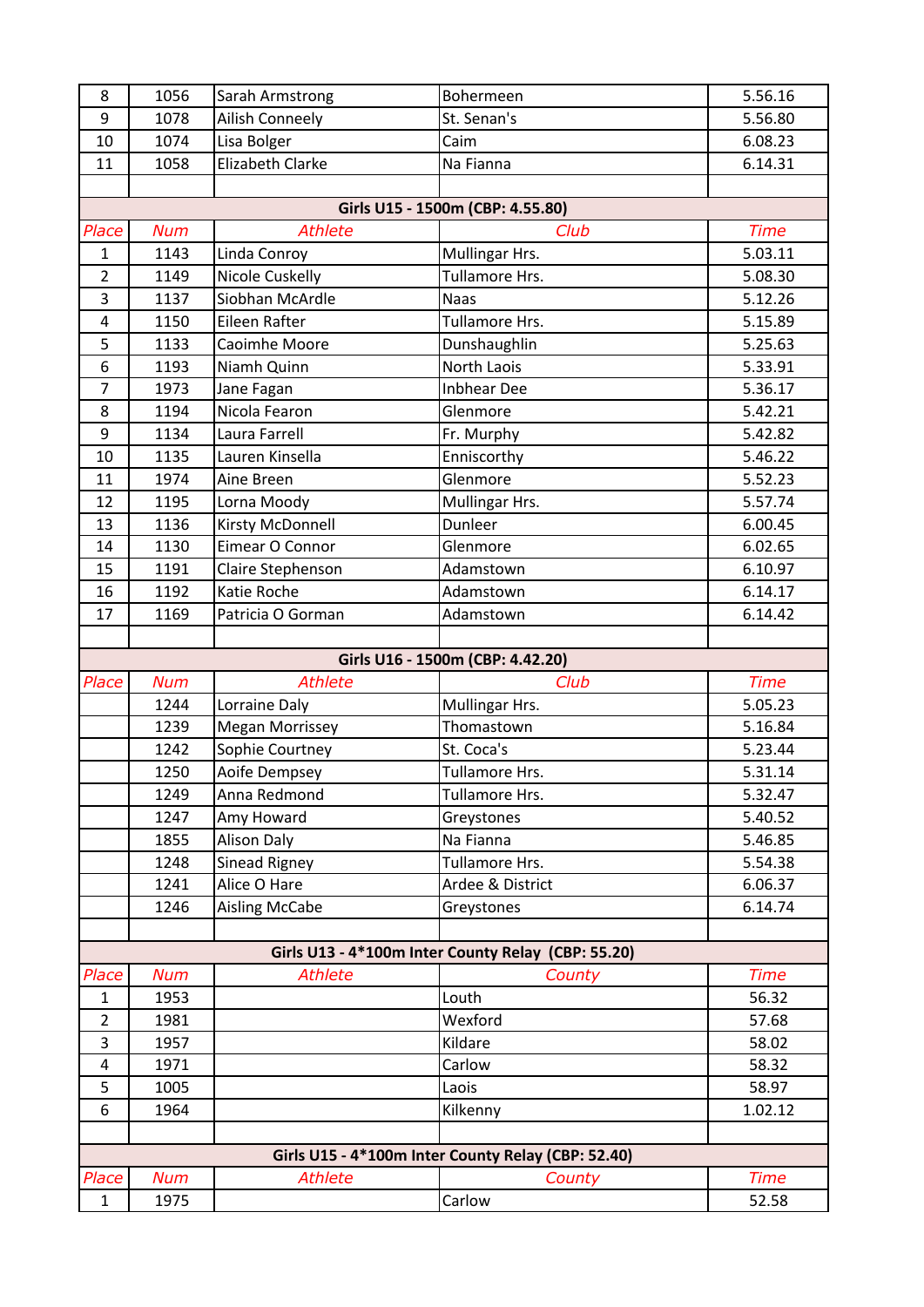| | | | | |
|---|---|---|---|---|
| 8 | 1056 | Sarah Armstrong | Bohermeen | 5.56.16 |
| 9 | 1078 | Ailish Conneely | St. Senan's | 5.56.80 |
| 10 | 1074 | Lisa Bolger | Caim | 6.08.23 |
| 11 | 1058 | Elizabeth Clarke | Na Fianna | 6.14.31 |

**Girls U15 - 1500m (CBP: 4.55.80)**

| Place | Num | Athlete | Club | Time |
|---|---|---|---|---|
| 1 | 1143 | Linda Conroy | Mullingar Hrs. | 5.03.11 |
| 2 | 1149 | Nicole Cuskelly | Tullamore Hrs. | 5.08.30 |
| 3 | 1137 | Siobhan McArdle | Naas | 5.12.26 |
| 4 | 1150 | Eileen Rafter | Tullamore Hrs. | 5.15.89 |
| 5 | 1133 | Caoimhe Moore | Dunshaughlin | 5.25.63 |
| 6 | 1193 | Niamh Quinn | North Laois | 5.33.91 |
| 7 | 1973 | Jane Fagan | Inbhear Dee | 5.36.17 |
| 8 | 1194 | Nicola Fearon | Glenmore | 5.42.21 |
| 9 | 1134 | Laura Farrell | Fr. Murphy | 5.42.82 |
| 10 | 1135 | Lauren Kinsella | Enniscorthy | 5.46.22 |
| 11 | 1974 | Aine Breen | Glenmore | 5.52.23 |
| 12 | 1195 | Lorna Moody | Mullingar Hrs. | 5.57.74 |
| 13 | 1136 | Kirsty McDonnell | Dunleer | 6.00.45 |
| 14 | 1130 | Eimear O Connor | Glenmore | 6.02.65 |
| 15 | 1191 | Claire Stephenson | Adamstown | 6.10.97 |
| 16 | 1192 | Katie Roche | Adamstown | 6.14.17 |
| 17 | 1169 | Patricia O Gorman | Adamstown | 6.14.42 |

**Girls U16 - 1500m (CBP: 4.42.20)**

| Place | Num | Athlete | Club | Time |
|---|---|---|---|---|
| | 1244 | Lorraine Daly | Mullingar Hrs. | 5.05.23 |
| | 1239 | Megan Morrissey | Thomastown | 5.16.84 |
| | 1242 | Sophie Courtney | St. Coca's | 5.23.44 |
| | 1250 | Aoife Dempsey | Tullamore Hrs. | 5.31.14 |
| | 1249 | Anna Redmond | Tullamore Hrs. | 5.32.47 |
| | 1247 | Amy Howard | Greystones | 5.40.52 |
| | 1855 | Alison Daly | Na Fianna | 5.46.85 |
| | 1248 | Sinead Rigney | Tullamore Hrs. | 5.54.38 |
| | 1241 | Alice O Hare | Ardee & District | 6.06.37 |
| | 1246 | Aisling McCabe | Greystones | 6.14.74 |

**Girls U13 - 4*100m Inter County Relay (CBP: 55.20)**

| Place | Num | Athlete | County | Time |
|---|---|---|---|---|
| 1 | 1953 | | Louth | 56.32 |
| 2 | 1981 | | Wexford | 57.68 |
| 3 | 1957 | | Kildare | 58.02 |
| 4 | 1971 | | Carlow | 58.32 |
| 5 | 1005 | | Laois | 58.97 |
| 6 | 1964 | | Kilkenny | 1.02.12 |

**Girls U15 - 4*100m Inter County Relay (CBP: 52.40)**

| Place | Num | Athlete | County | Time |
|---|---|---|---|---|
| 1 | 1975 | | Carlow | 52.58 |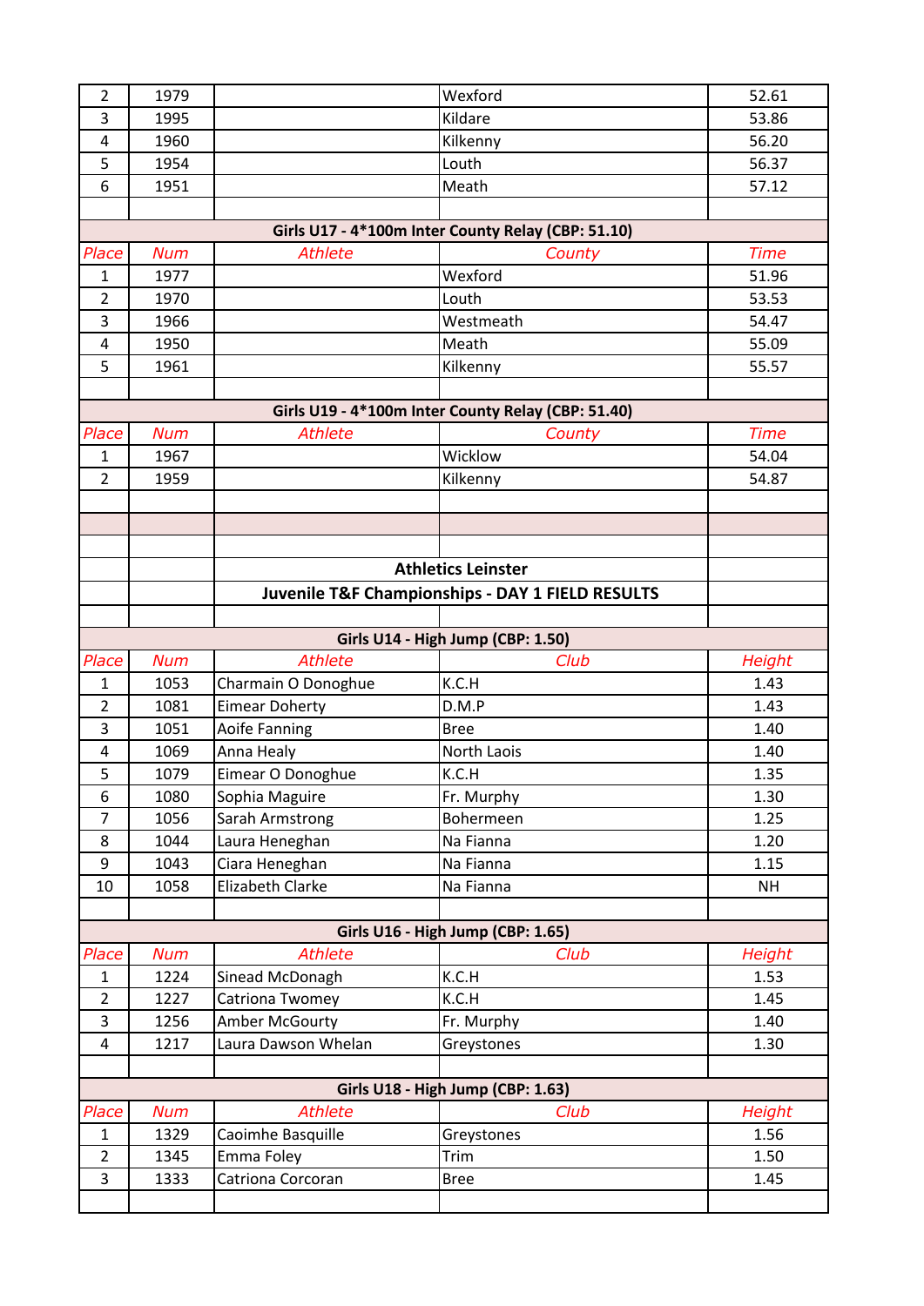| Place | Num | Athlete | County | Time |
|---|---|---|---|---|
| 2 | 1979 | | Wexford | 52.61 |
| 3 | 1995 | | Kildare | 53.86 |
| 4 | 1960 | | Kilkenny | 56.20 |
| 5 | 1954 | | Louth | 56.37 |
| 6 | 1951 | | Meath | 57.12 |

**Girls U17 - 4*100m Inter County Relay (CBP: 51.10)**

| Place | Num | Athlete | County | Time |
|---|---|---|---|---|
| 1 | 1977 | | Wexford | 51.96 |
| 2 | 1970 | | Louth | 53.53 |
| 3 | 1966 | | Westmeath | 54.47 |
| 4 | 1950 | | Meath | 55.09 |
| 5 | 1961 | | Kilkenny | 55.57 |

**Girls U19 - 4*100m Inter County Relay (CBP: 51.40)**

| Place | Num | Athlete | County | Time |
|---|---|---|---|---|
| 1 | 1967 | | Wicklow | 54.04 |
| 2 | 1959 | | Kilkenny | 54.87 |

## Athletics Leinster

## Juvenile T&F Championships - DAY 1 FIELD RESULTS

**Girls U14 - High Jump (CBP: 1.50)**

| Place | Num | Athlete | Club | Height |
|---|---|---|---|---|
| 1 | 1053 | Charmain O Donoghue | K.C.H | 1.43 |
| 2 | 1081 | Eimear Doherty | D.M.P | 1.43 |
| 3 | 1051 | Aoife Fanning | Bree | 1.40 |
| 4 | 1069 | Anna Healy | North Laois | 1.40 |
| 5 | 1079 | Eimear O Donoghue | K.C.H | 1.35 |
| 6 | 1080 | Sophia Maguire | Fr. Murphy | 1.30 |
| 7 | 1056 | Sarah Armstrong | Bohermeen | 1.25 |
| 8 | 1044 | Laura Heneghan | Na Fianna | 1.20 |
| 9 | 1043 | Ciara Heneghan | Na Fianna | 1.15 |
| 10 | 1058 | Elizabeth Clarke | Na Fianna | NH |

**Girls U16 - High Jump (CBP: 1.65)**

| Place | Num | Athlete | Club | Height |
|---|---|---|---|---|
| 1 | 1224 | Sinead McDonagh | K.C.H | 1.53 |
| 2 | 1227 | Catriona Twomey | K.C.H | 1.45 |
| 3 | 1256 | Amber McGourty | Fr. Murphy | 1.40 |
| 4 | 1217 | Laura Dawson Whelan | Greystones | 1.30 |

**Girls U18 - High Jump (CBP: 1.63)**

| Place | Num | Athlete | Club | Height |
|---|---|---|---|---|
| 1 | 1329 | Caoimhe Basquille | Greystones | 1.56 |
| 2 | 1345 | Emma Foley | Trim | 1.50 |
| 3 | 1333 | Catriona Corcoran | Bree | 1.45 |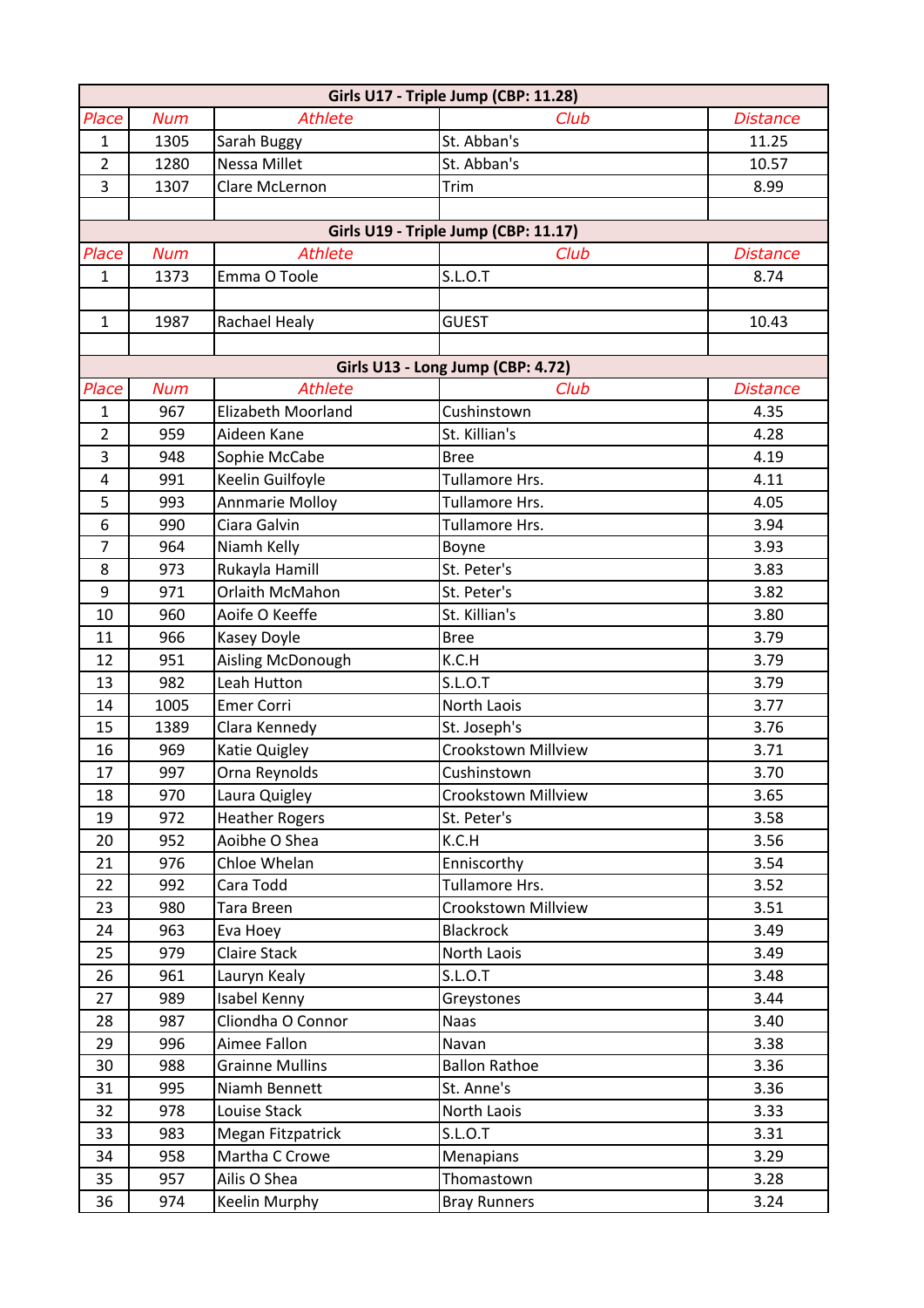| Girls U17 - Triple Jump (CBP: 11.28) | | | | |
|---|---|---|---|---|
| Place | Num | Athlete | Club | Distance |
| 1 | 1305 | Sarah Buggy | St. Abban's | 11.25 |
| 2 | 1280 | Nessa Millet | St. Abban's | 10.57 |
| 3 | 1307 | Clare McLernon | Trim | 8.99 |

| Girls U19 - Triple Jump (CBP: 11.17) | | | | |
|---|---|---|---|---|
| Place | Num | Athlete | Club | Distance |
| 1 | 1373 | Emma O Toole | S.L.O.T | 8.74 |
| | | | | |
| 1 | 1987 | Rachael Healy | GUEST | 10.43 |

| Girls U13 - Long Jump (CBP: 4.72) | | | | |
|---|---|---|---|---|
| Place | Num | Athlete | Club | Distance |
| 1 | 967 | Elizabeth Moorland | Cushinstown | 4.35 |
| 2 | 959 | Aideen Kane | St. Killian's | 4.28 |
| 3 | 948 | Sophie McCabe | Bree | 4.19 |
| 4 | 991 | Keelin Guilfoyle | Tullamore Hrs. | 4.11 |
| 5 | 993 | Annmarie Molloy | Tullamore Hrs. | 4.05 |
| 6 | 990 | Ciara Galvin | Tullamore Hrs. | 3.94 |
| 7 | 964 | Niamh Kelly | Boyne | 3.93 |
| 8 | 973 | Rukayla Hamill | St. Peter's | 3.83 |
| 9 | 971 | Orlaith McMahon | St. Peter's | 3.82 |
| 10 | 960 | Aoife O Keeffe | St. Killian's | 3.80 |
| 11 | 966 | Kasey Doyle | Bree | 3.79 |
| 12 | 951 | Aisling McDonough | K.C.H | 3.79 |
| 13 | 982 | Leah Hutton | S.L.O.T | 3.79 |
| 14 | 1005 | Emer Corri | North Laois | 3.77 |
| 15 | 1389 | Clara Kennedy | St. Joseph's | 3.76 |
| 16 | 969 | Katie Quigley | Crookstown Millview | 3.71 |
| 17 | 997 | Orna Reynolds | Cushinstown | 3.70 |
| 18 | 970 | Laura Quigley | Crookstown Millview | 3.65 |
| 19 | 972 | Heather Rogers | St. Peter's | 3.58 |
| 20 | 952 | Aoibhe O Shea | K.C.H | 3.56 |
| 21 | 976 | Chloe Whelan | Enniscorthy | 3.54 |
| 22 | 992 | Cara Todd | Tullamore Hrs. | 3.52 |
| 23 | 980 | Tara Breen | Crookstown Millview | 3.51 |
| 24 | 963 | Eva Hoey | Blackrock | 3.49 |
| 25 | 979 | Claire Stack | North Laois | 3.49 |
| 26 | 961 | Lauryn Kealy | S.L.O.T | 3.48 |
| 27 | 989 | Isabel Kenny | Greystones | 3.44 |
| 28 | 987 | Cliondha O Connor | Naas | 3.40 |
| 29 | 996 | Aimee Fallon | Navan | 3.38 |
| 30 | 988 | Grainne Mullins | Ballon Rathoe | 3.36 |
| 31 | 995 | Niamh Bennett | St. Anne's | 3.36 |
| 32 | 978 | Louise Stack | North Laois | 3.33 |
| 33 | 983 | Megan Fitzpatrick | S.L.O.T | 3.31 |
| 34 | 958 | Martha C Crowe | Menapians | 3.29 |
| 35 | 957 | Ailis O Shea | Thomastown | 3.28 |
| 36 | 974 | Keelin Murphy | Bray Runners | 3.24 |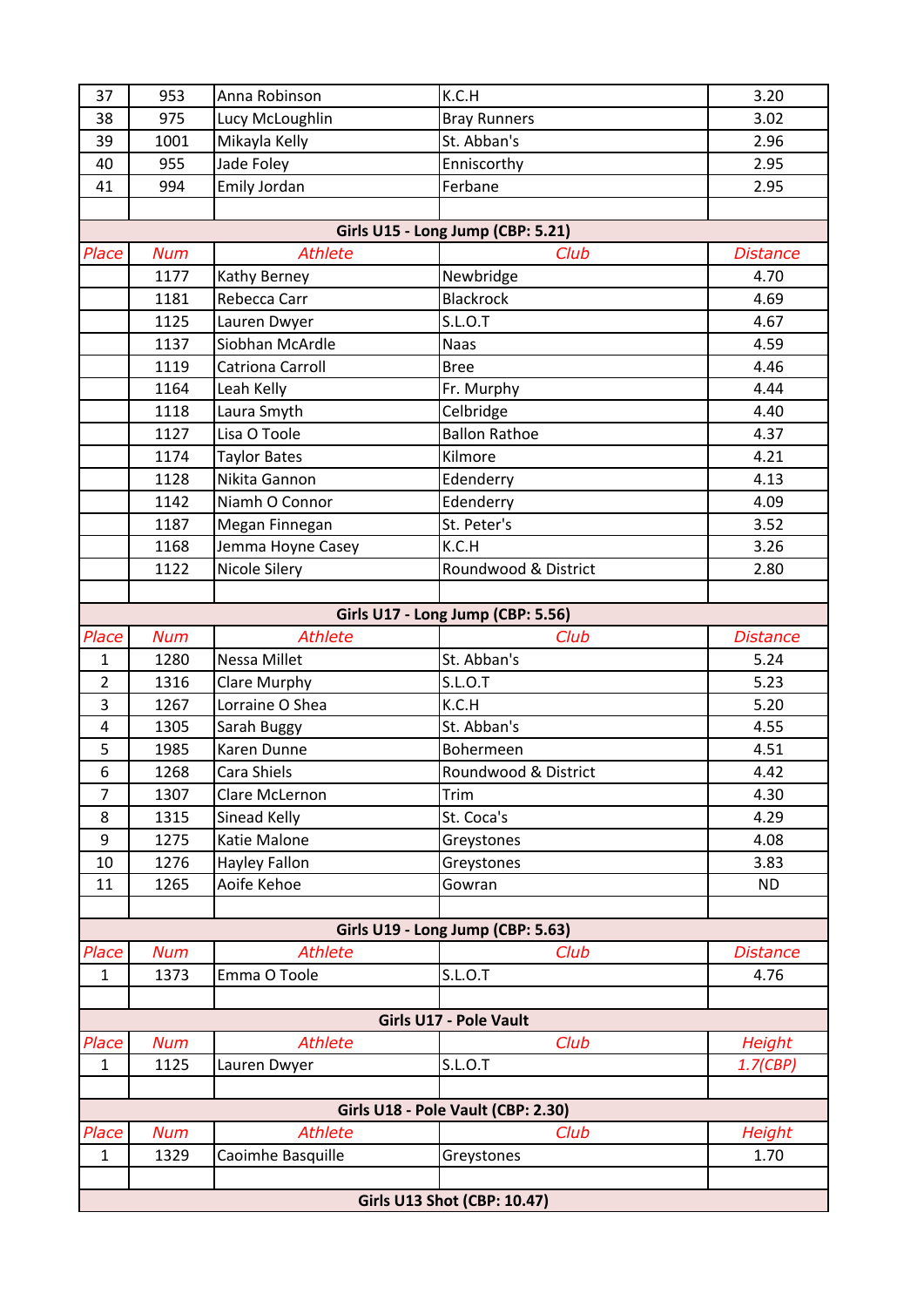| Place | Num | Athlete | Club | Distance |
|---|---|---|---|---|
| 37 | 953 | Anna Robinson | K.C.H | 3.20 |
| 38 | 975 | Lucy McLoughlin | Bray Runners | 3.02 |
| 39 | 1001 | Mikayla Kelly | St. Abban's | 2.96 |
| 40 | 955 | Jade Foley | Enniscorthy | 2.95 |
| 41 | 994 | Emily Jordan | Ferbane | 2.95 |

**Girls U15 - Long Jump (CBP: 5.21)**

| Place | Num | Athlete | Club | Distance |
|---|---|---|---|---|
| | 1177 | Kathy Berney | Newbridge | 4.70 |
| | 1181 | Rebecca Carr | Blackrock | 4.69 |
| | 1125 | Lauren Dwyer | S.L.O.T | 4.67 |
| | 1137 | Siobhan McArdle | Naas | 4.59 |
| | 1119 | Catriona Carroll | Bree | 4.46 |
| | 1164 | Leah Kelly | Fr. Murphy | 4.44 |
| | 1118 | Laura Smyth | Celbridge | 4.40 |
| | 1127 | Lisa O Toole | Ballon Rathoe | 4.37 |
| | 1174 | Taylor Bates | Kilmore | 4.21 |
| | 1128 | Nikita Gannon | Edenderry | 4.13 |
| | 1142 | Niamh O Connor | Edenderry | 4.09 |
| | 1187 | Megan Finnegan | St. Peter's | 3.52 |
| | 1168 | Jemma Hoyne Casey | K.C.H | 3.26 |
| | 1122 | Nicole Silery | Roundwood & District | 2.80 |

**Girls U17 - Long Jump (CBP: 5.56)**

| Place | Num | Athlete | Club | Distance |
|---|---|---|---|---|
| 1 | 1280 | Nessa Millet | St. Abban's | 5.24 |
| 2 | 1316 | Clare Murphy | S.L.O.T | 5.23 |
| 3 | 1267 | Lorraine O Shea | K.C.H | 5.20 |
| 4 | 1305 | Sarah Buggy | St. Abban's | 4.55 |
| 5 | 1985 | Karen Dunne | Bohermeen | 4.51 |
| 6 | 1268 | Cara Shiels | Roundwood & District | 4.42 |
| 7 | 1307 | Clare McLernon | Trim | 4.30 |
| 8 | 1315 | Sinead Kelly | St. Coca's | 4.29 |
| 9 | 1275 | Katie Malone | Greystones | 4.08 |
| 10 | 1276 | Hayley Fallon | Greystones | 3.83 |
| 11 | 1265 | Aoife Kehoe | Gowran | ND |

**Girls U19 - Long Jump (CBP: 5.63)**

| Place | Num | Athlete | Club | Distance |
|---|---|---|---|---|
| 1 | 1373 | Emma O Toole | S.L.O.T | 4.76 |

**Girls U17 - Pole Vault**

| Place | Num | Athlete | Club | Height |
|---|---|---|---|---|
| 1 | 1125 | Lauren Dwyer | S.L.O.T | *1.7(CBP)* |

**Girls U18 - Pole Vault (CBP: 2.30)**

| Place | Num | Athlete | Club | Height |
|---|---|---|---|---|
| 1 | 1329 | Caoimhe Basquille | Greystones | 1.70 |

**Girls U13 Shot (CBP: 10.47)**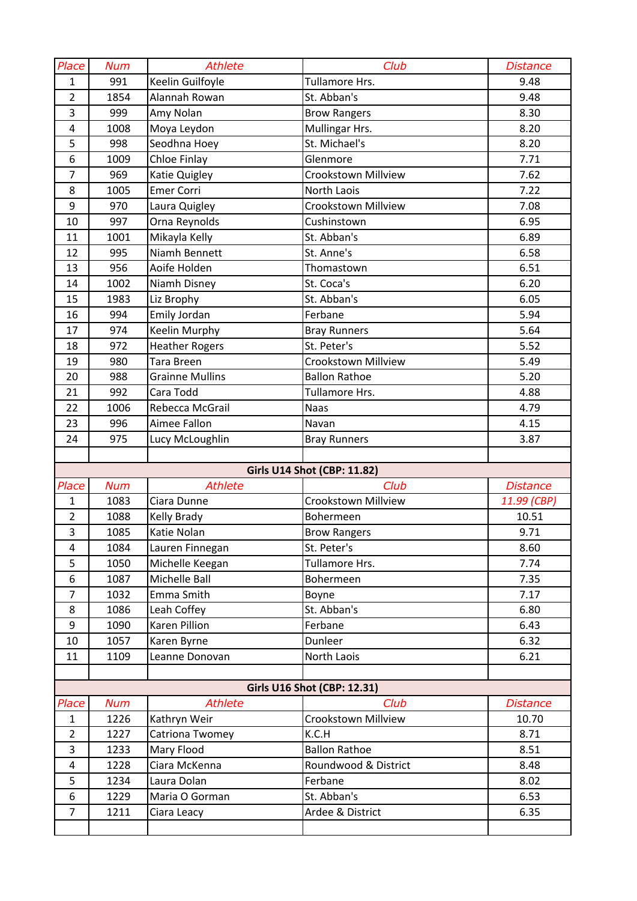| Place | Num | Athlete | Club | Distance |
|---|---|---|---|---|
| 1 | 991 | Keelin Guilfoyle | Tullamore Hrs. | 9.48 |
| 2 | 1854 | Alannah Rowan | St. Abban's | 9.48 |
| 3 | 999 | Amy Nolan | Brow Rangers | 8.30 |
| 4 | 1008 | Moya Leydon | Mullingar Hrs. | 8.20 |
| 5 | 998 | Seodhna Hoey | St. Michael's | 8.20 |
| 6 | 1009 | Chloe Finlay | Glenmore | 7.71 |
| 7 | 969 | Katie Quigley | Crookstown Millview | 7.62 |
| 8 | 1005 | Emer Corri | North Laois | 7.22 |
| 9 | 970 | Laura Quigley | Crookstown Millview | 7.08 |
| 10 | 997 | Orna Reynolds | Cushinstown | 6.95 |
| 11 | 1001 | Mikayla Kelly | St. Abban's | 6.89 |
| 12 | 995 | Niamh Bennett | St. Anne's | 6.58 |
| 13 | 956 | Aoife Holden | Thomastown | 6.51 |
| 14 | 1002 | Niamh Disney | St. Coca's | 6.20 |
| 15 | 1983 | Liz Brophy | St. Abban's | 6.05 |
| 16 | 994 | Emily Jordan | Ferbane | 5.94 |
| 17 | 974 | Keelin Murphy | Bray Runners | 5.64 |
| 18 | 972 | Heather Rogers | St. Peter's | 5.52 |
| 19 | 980 | Tara Breen | Crookstown Millview | 5.49 |
| 20 | 988 | Grainne Mullins | Ballon Rathoe | 5.20 |
| 21 | 992 | Cara Todd | Tullamore Hrs. | 4.88 |
| 22 | 1006 | Rebecca McGrail | Naas | 4.79 |
| 23 | 996 | Aimee Fallon | Navan | 4.15 |
| 24 | 975 | Lucy McLoughlin | Bray Runners | 3.87 |

**Girls U14 Shot (CBP: 11.82)**

| Place | Num | Athlete | Club | Distance |
|---|---|---|---|---|
| 1 | 1083 | Ciara Dunne | Crookstown Millview | *11.99 (CBP)* |
| 2 | 1088 | Kelly Brady | Bohermeen | 10.51 |
| 3 | 1085 | Katie Nolan | Brow Rangers | 9.71 |
| 4 | 1084 | Lauren Finnegan | St. Peter's | 8.60 |
| 5 | 1050 | Michelle Keegan | Tullamore Hrs. | 7.74 |
| 6 | 1087 | Michelle Ball | Bohermeen | 7.35 |
| 7 | 1032 | Emma Smith | Boyne | 7.17 |
| 8 | 1086 | Leah Coffey | St. Abban's | 6.80 |
| 9 | 1090 | Karen Pillion | Ferbane | 6.43 |
| 10 | 1057 | Karen Byrne | Dunleer | 6.32 |
| 11 | 1109 | Leanne Donovan | North Laois | 6.21 |

**Girls U16 Shot (CBP: 12.31)**

| Place | Num | Athlete | Club | Distance |
|---|---|---|---|---|
| 1 | 1226 | Kathryn Weir | Crookstown Millview | 10.70 |
| 2 | 1227 | Catriona Twomey | K.C.H | 8.71 |
| 3 | 1233 | Mary Flood | Ballon Rathoe | 8.51 |
| 4 | 1228 | Ciara McKenna | Roundwood & District | 8.48 |
| 5 | 1234 | Laura Dolan | Ferbane | 8.02 |
| 6 | 1229 | Maria O Gorman | St. Abban's | 6.53 |
| 7 | 1211 | Ciara Leacy | Ardee & District | 6.35 |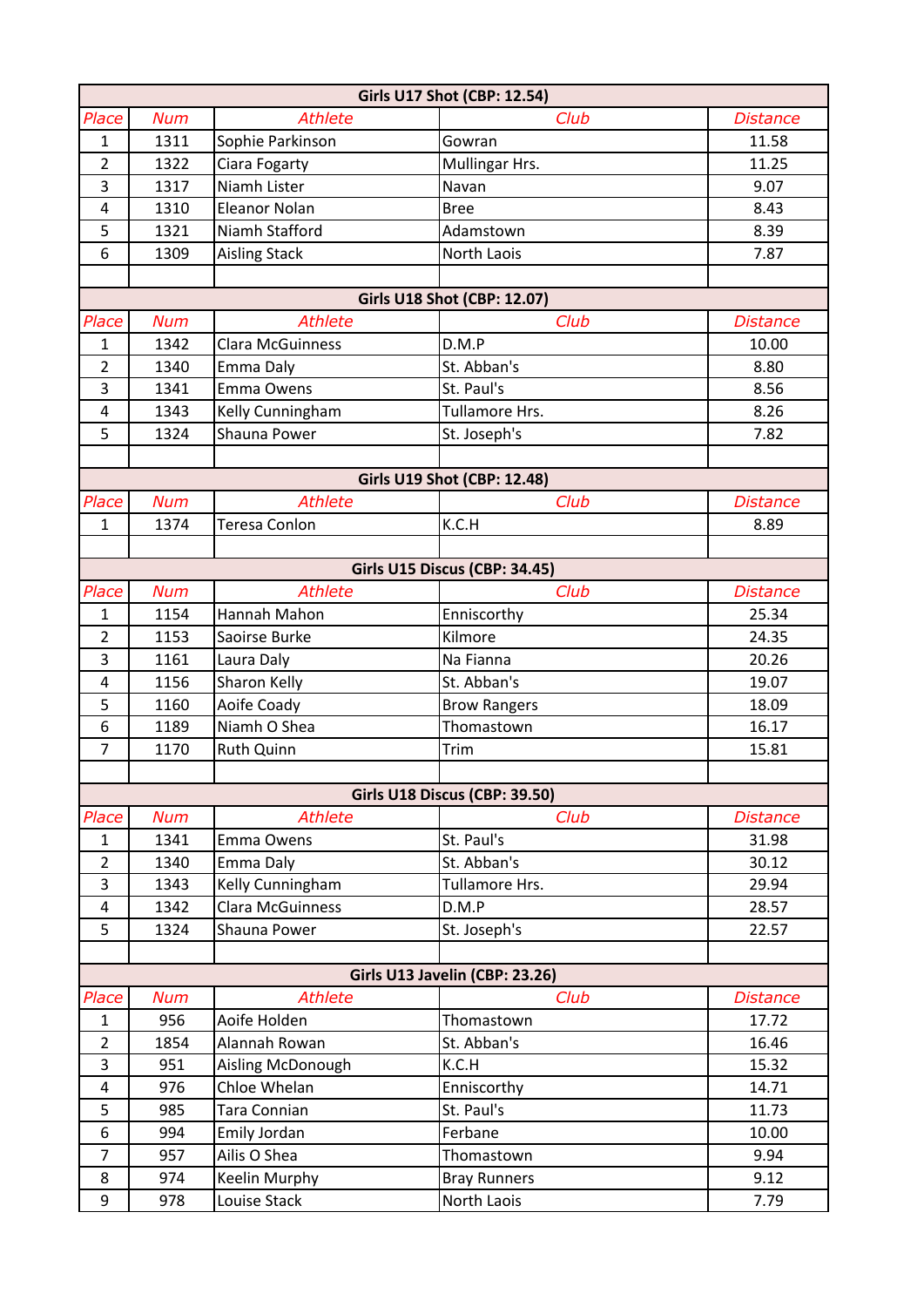| Girls U17 Shot (CBP: 12.54) | | | | |
|---|---|---|---|---|
| *Place* | *Num* | *Athlete* | *Club* | *Distance* |
| 1 | 1311 | Sophie Parkinson | Gowran | 11.58 |
| 2 | 1322 | Ciara Fogarty | Mullingar Hrs. | 11.25 |
| 3 | 1317 | Niamh Lister | Navan | 9.07 |
| 4 | 1310 | Eleanor Nolan | Bree | 8.43 |
| 5 | 1321 | Niamh Stafford | Adamstown | 8.39 |
| 6 | 1309 | Aisling Stack | North Laois | 7.87 |

| Girls U18 Shot (CBP: 12.07) | | | | |
|---|---|---|---|---|
| *Place* | *Num* | *Athlete* | *Club* | *Distance* |
| 1 | 1342 | Clara McGuinness | D.M.P | 10.00 |
| 2 | 1340 | Emma Daly | St. Abban's | 8.80 |
| 3 | 1341 | Emma Owens | St. Paul's | 8.56 |
| 4 | 1343 | Kelly Cunningham | Tullamore Hrs. | 8.26 |
| 5 | 1324 | Shauna Power | St. Joseph's | 7.82 |

| Girls U19 Shot (CBP: 12.48) | | | | |
|---|---|---|---|---|
| *Place* | *Num* | *Athlete* | *Club* | *Distance* |
| 1 | 1374 | Teresa Conlon | K.C.H | 8.89 |

| Girls U15 Discus (CBP: 34.45) | | | | |
|---|---|---|---|---|
| *Place* | *Num* | *Athlete* | *Club* | *Distance* |
| 1 | 1154 | Hannah Mahon | Enniscorthy | 25.34 |
| 2 | 1153 | Saoirse Burke | Kilmore | 24.35 |
| 3 | 1161 | Laura Daly | Na Fianna | 20.26 |
| 4 | 1156 | Sharon Kelly | St. Abban's | 19.07 |
| 5 | 1160 | Aoife Coady | Brow Rangers | 18.09 |
| 6 | 1189 | Niamh O Shea | Thomastown | 16.17 |
| 7 | 1170 | Ruth Quinn | Trim | 15.81 |

| Girls U18 Discus (CBP: 39.50) | | | | |
|---|---|---|---|---|
| *Place* | *Num* | *Athlete* | *Club* | *Distance* |
| 1 | 1341 | Emma Owens | St. Paul's | 31.98 |
| 2 | 1340 | Emma Daly | St. Abban's | 30.12 |
| 3 | 1343 | Kelly Cunningham | Tullamore Hrs. | 29.94 |
| 4 | 1342 | Clara McGuinness | D.M.P | 28.57 |
| 5 | 1324 | Shauna Power | St. Joseph's | 22.57 |

| Girls U13 Javelin (CBP: 23.26) | | | | |
|---|---|---|---|---|
| *Place* | *Num* | *Athlete* | *Club* | *Distance* |
| 1 | 956 | Aoife Holden | Thomastown | 17.72 |
| 2 | 1854 | Alannah Rowan | St. Abban's | 16.46 |
| 3 | 951 | Aisling McDonough | K.C.H | 15.32 |
| 4 | 976 | Chloe Whelan | Enniscorthy | 14.71 |
| 5 | 985 | Tara Connian | St. Paul's | 11.73 |
| 6 | 994 | Emily Jordan | Ferbane | 10.00 |
| 7 | 957 | Ailis O Shea | Thomastown | 9.94 |
| 8 | 974 | Keelin Murphy | Bray Runners | 9.12 |
| 9 | 978 | Louise Stack | North Laois | 7.79 |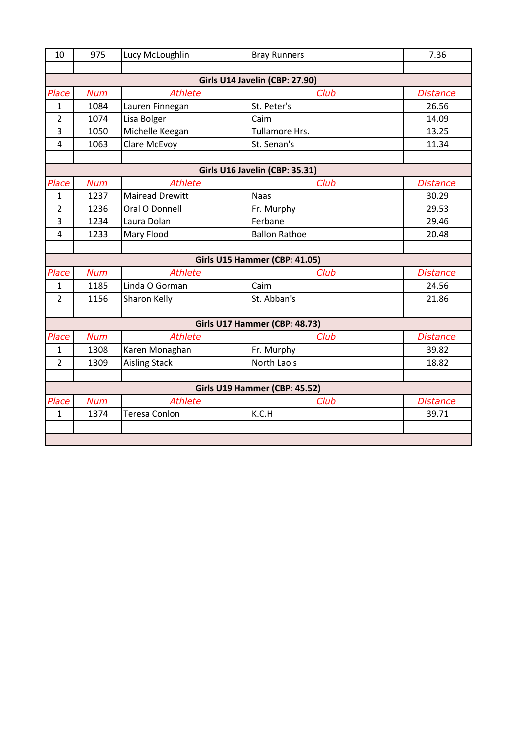| | | | | |
|---|---|---|---|---|
| 10 | 975 | Lucy McLoughlin | Bray Runners | 7.36 |

**Girls U14 Javelin (CBP: 27.90)**

| Place | Num | Athlete | Club | Distance |
|---|---|---|---|---|
| 1 | 1084 | Lauren Finnegan | St. Peter's | 26.56 |
| 2 | 1074 | Lisa Bolger | Caim | 14.09 |
| 3 | 1050 | Michelle Keegan | Tullamore Hrs. | 13.25 |
| 4 | 1063 | Clare McEvoy | St. Senan's | 11.34 |

**Girls U16 Javelin (CBP: 35.31)**

| Place | Num | Athlete | Club | Distance |
|---|---|---|---|---|
| 1 | 1237 | Mairead Drewitt | Naas | 30.29 |
| 2 | 1236 | Oral O Donnell | Fr. Murphy | 29.53 |
| 3 | 1234 | Laura Dolan | Ferbane | 29.46 |
| 4 | 1233 | Mary Flood | Ballon Rathoe | 20.48 |

**Girls U15 Hammer (CBP: 41.05)**

| Place | Num | Athlete | Club | Distance |
|---|---|---|---|---|
| 1 | 1185 | Linda O Gorman | Caim | 24.56 |
| 2 | 1156 | Sharon Kelly | St. Abban's | 21.86 |

**Girls U17 Hammer (CBP: 48.73)**

| Place | Num | Athlete | Club | Distance |
|---|---|---|---|---|
| 1 | 1308 | Karen Monaghan | Fr. Murphy | 39.82 |
| 2 | 1309 | Aisling Stack | North Laois | 18.82 |

**Girls U19 Hammer (CBP: 45.52)**

| Place | Num | Athlete | Club | Distance |
|---|---|---|---|---|
| 1 | 1374 | Teresa Conlon | K.C.H | 39.71 |